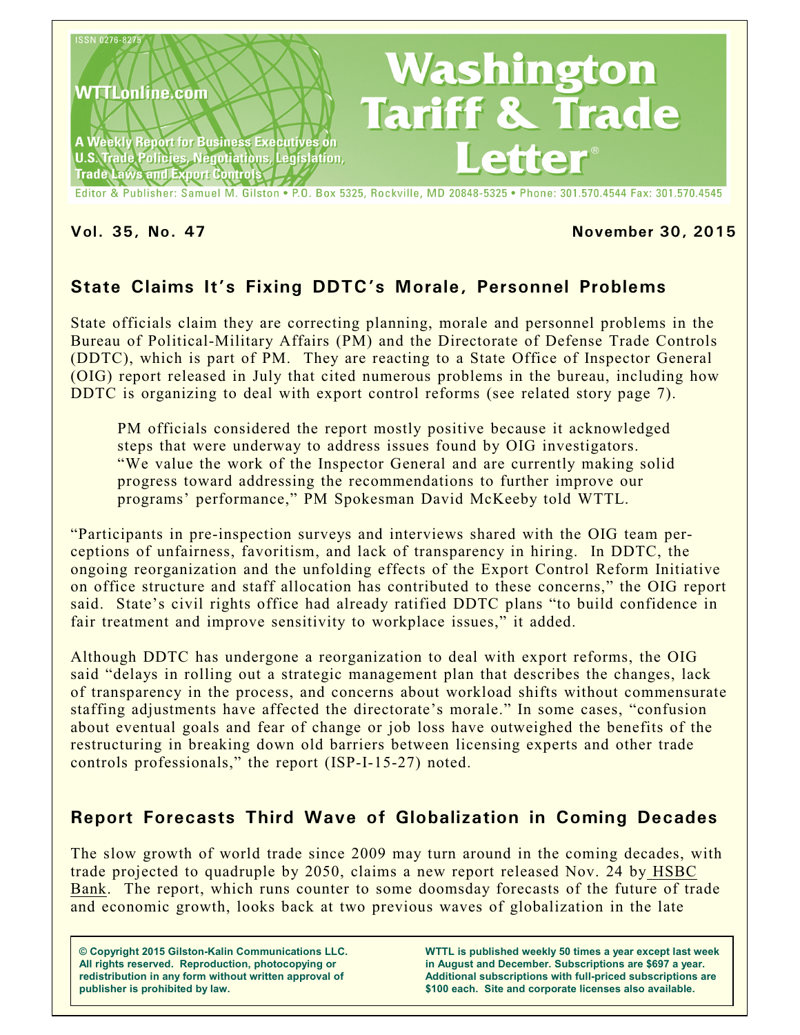# Washington Tariff & Trade Letter®

ISSN 0276-8275

WTTLonline.com

A Weekly Report for Business Executives on U.S. Trade Policies, Negotiations, Legislation, Trade Laws and Export Controls

Editor & Publisher: Samuel M. Gilston • P.O. Box 5325, Rockville, MD 20848-5325 • Phone: 301.570.4544 Fax: 301.570.4545

**Vol. 35, No. 47** **November 30, 2015**

## State Claims It's Fixing DDTC's Morale, Personnel Problems

State officials claim they are correcting planning, morale and personnel problems in the Bureau of Political-Military Affairs (PM) and the Directorate of Defense Trade Controls (DDTC), which is part of PM. They are reacting to a State Office of Inspector General (OIG) report released in July that cited numerous problems in the bureau, including how DDTC is organizing to deal with export control reforms (see related story page 7).

> PM officials considered the report mostly positive because it acknowledged steps that were underway to address issues found by OIG investigators. "We value the work of the Inspector General and are currently making solid progress toward addressing the recommendations to further improve our programs' performance," PM Spokesman David McKeeby told WTTL.

"Participants in pre-inspection surveys and interviews shared with the OIG team perceptions of unfairness, favoritism, and lack of transparency in hiring. In DDTC, the ongoing reorganization and the unfolding effects of the Export Control Reform Initiative on office structure and staff allocation has contributed to these concerns," the OIG report said. State's civil rights office had already ratified DDTC plans "to build confidence in fair treatment and improve sensitivity to workplace issues," it added.

Although DDTC has undergone a reorganization to deal with export reforms, the OIG said "delays in rolling out a strategic management plan that describes the changes, lack of transparency in the process, and concerns about workload shifts without commensurate staffing adjustments have affected the directorate's morale." In some cases, "confusion about eventual goals and fear of change or job loss have outweighed the benefits of the restructuring in breaking down old barriers between licensing experts and other trade controls professionals," the report (ISP-I-15-27) noted.

## Report Forecasts Third Wave of Globalization in Coming Decades

The slow growth of world trade since 2009 may turn around in the coming decades, with trade projected to quadruple by 2050, claims a new report released Nov. 24 by HSBC Bank. The report, which runs counter to some doomsday forecasts of the future of trade and economic growth, looks back at two previous waves of globalization in the late

**© Copyright 2015 Gilston-Kalin Communications LLC. All rights reserved. Reproduction, photocopying or redistribution in any form without written approval of publisher is prohibited by law.**

**WTTL is published weekly 50 times a year except last week in August and December. Subscriptions are $697 a year. Additional subscriptions with full-priced subscriptions are $100 each. Site and corporate licenses also available.**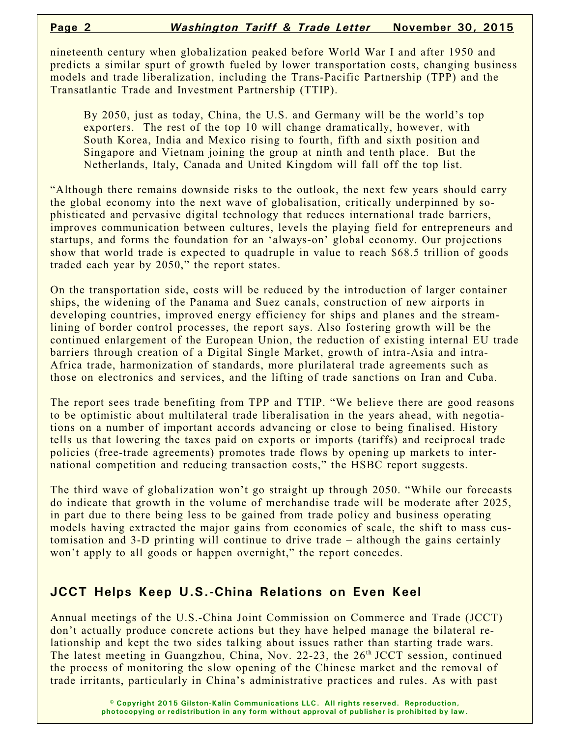nineteenth century when globalization peaked before World War I and after 1950 and predicts a similar spurt of growth fueled by lower transportation costs, changing business models and trade liberalization, including the Trans-Pacific Partnership (TPP) and the Transatlantic Trade and Investment Partnership (TTIP).

> By 2050, just as today, China, the U.S. and Germany will be the world's top exporters. The rest of the top 10 will change dramatically, however, with South Korea, India and Mexico rising to fourth, fifth and sixth position and Singapore and Vietnam joining the group at ninth and tenth place. But the Netherlands, Italy, Canada and United Kingdom will fall off the top list.

"Although there remains downside risks to the outlook, the next few years should carry the global economy into the next wave of globalisation, critically underpinned by sophisticated and pervasive digital technology that reduces international trade barriers, improves communication between cultures, levels the playing field for entrepreneurs and startups, and forms the foundation for an 'always-on' global economy. Our projections show that world trade is expected to quadruple in value to reach $68.5 trillion of goods traded each year by 2050," the report states.

On the transportation side, costs will be reduced by the introduction of larger container ships, the widening of the Panama and Suez canals, construction of new airports in developing countries, improved energy efficiency for ships and planes and the streamlining of border control processes, the report says. Also fostering growth will be the continued enlargement of the European Union, the reduction of existing internal EU trade barriers through creation of a Digital Single Market, growth of intra-Asia and intra-Africa trade, harmonization of standards, more plurilateral trade agreements such as those on electronics and services, and the lifting of trade sanctions on Iran and Cuba.

The report sees trade benefiting from TPP and TTIP. "We believe there are good reasons to be optimistic about multilateral trade liberalisation in the years ahead, with negotiations on a number of important accords advancing or close to being finalised. History tells us that lowering the taxes paid on exports or imports (tariffs) and reciprocal trade policies (free-trade agreements) promotes trade flows by opening up markets to international competition and reducing transaction costs," the HSBC report suggests.

The third wave of globalization won't go straight up through 2050. "While our forecasts do indicate that growth in the volume of merchandise trade will be moderate after 2025, in part due to there being less to be gained from trade policy and business operating models having extracted the major gains from economies of scale, the shift to mass customisation and 3-D printing will continue to drive trade – although the gains certainly won't apply to all goods or happen overnight," the report concedes.

## JCCT Helps Keep U.S.-China Relations on Even Keel

Annual meetings of the U.S.-China Joint Commission on Commerce and Trade (JCCT) don't actually produce concrete actions but they have helped manage the bilateral relationship and kept the two sides talking about issues rather than starting trade wars. The latest meeting in Guangzhou, China, Nov. 22-23, the 26th JCCT session, continued the process of monitoring the slow opening of the Chinese market and the removal of trade irritants, particularly in China's administrative practices and rules. As with past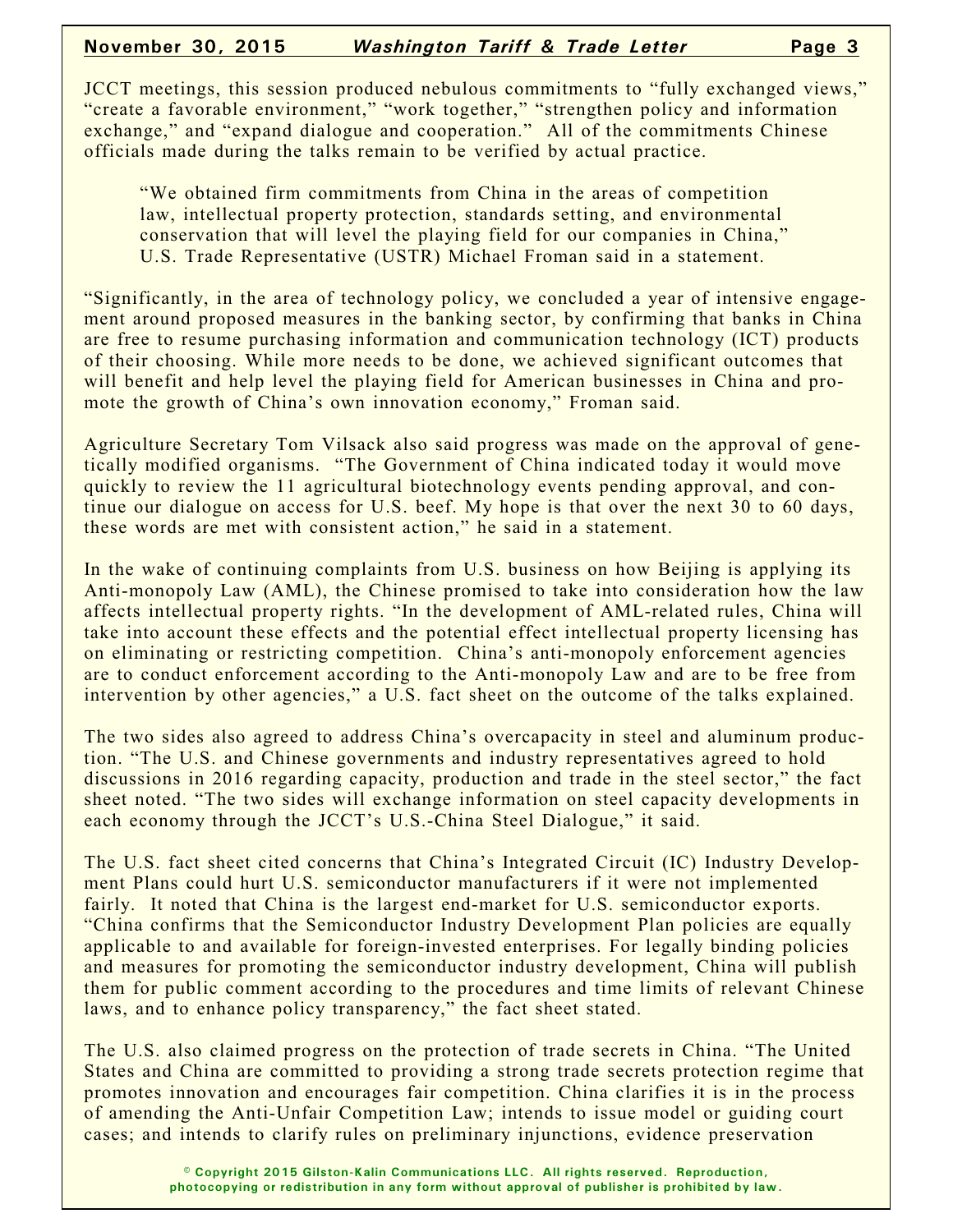JCCT meetings, this session produced nebulous commitments to "fully exchanged views," "create a favorable environment," "work together," "strengthen policy and information exchange," and "expand dialogue and cooperation." All of the commitments Chinese officials made during the talks remain to be verified by actual practice.

> "We obtained firm commitments from China in the areas of competition law, intellectual property protection, standards setting, and environmental conservation that will level the playing field for our companies in China," U.S. Trade Representative (USTR) Michael Froman said in a statement.

"Significantly, in the area of technology policy, we concluded a year of intensive engagement around proposed measures in the banking sector, by confirming that banks in China are free to resume purchasing information and communication technology (ICT) products of their choosing. While more needs to be done, we achieved significant outcomes that will benefit and help level the playing field for American businesses in China and promote the growth of China's own innovation economy," Froman said.

Agriculture Secretary Tom Vilsack also said progress was made on the approval of genetically modified organisms. "The Government of China indicated today it would move quickly to review the 11 agricultural biotechnology events pending approval, and continue our dialogue on access for U.S. beef. My hope is that over the next 30 to 60 days, these words are met with consistent action," he said in a statement.

In the wake of continuing complaints from U.S. business on how Beijing is applying its Anti-monopoly Law (AML), the Chinese promised to take into consideration how the law affects intellectual property rights. "In the development of AML-related rules, China will take into account these effects and the potential effect intellectual property licensing has on eliminating or restricting competition. China's anti-monopoly enforcement agencies are to conduct enforcement according to the Anti-monopoly Law and are to be free from intervention by other agencies," a U.S. fact sheet on the outcome of the talks explained.

The two sides also agreed to address China's overcapacity in steel and aluminum production. "The U.S. and Chinese governments and industry representatives agreed to hold discussions in 2016 regarding capacity, production and trade in the steel sector," the fact sheet noted. "The two sides will exchange information on steel capacity developments in each economy through the JCCT's U.S.-China Steel Dialogue," it said.

The U.S. fact sheet cited concerns that China's Integrated Circuit (IC) Industry Development Plans could hurt U.S. semiconductor manufacturers if it were not implemented fairly. It noted that China is the largest end-market for U.S. semiconductor exports. "China confirms that the Semiconductor Industry Development Plan policies are equally applicable to and available for foreign-invested enterprises. For legally binding policies and measures for promoting the semiconductor industry development, China will publish them for public comment according to the procedures and time limits of relevant Chinese laws, and to enhance policy transparency," the fact sheet stated.

The U.S. also claimed progress on the protection of trade secrets in China. "The United States and China are committed to providing a strong trade secrets protection regime that promotes innovation and encourages fair competition. China clarifies it is in the process of amending the Anti-Unfair Competition Law; intends to issue model or guiding court cases; and intends to clarify rules on preliminary injunctions, evidence preservation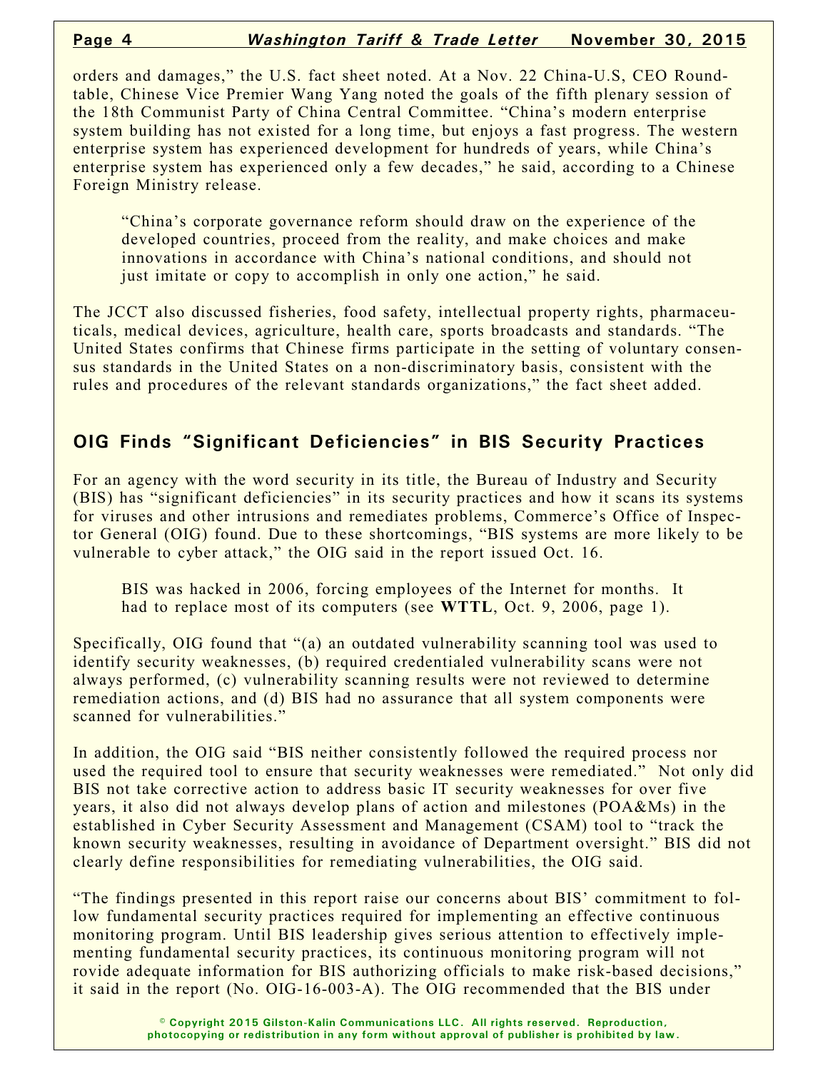orders and damages," the U.S. fact sheet noted. At a Nov. 22 China-U.S, CEO Roundtable, Chinese Vice Premier Wang Yang noted the goals of the fifth plenary session of the 18th Communist Party of China Central Committee. "China's modern enterprise system building has not existed for a long time, but enjoys a fast progress. The western enterprise system has experienced development for hundreds of years, while China's enterprise system has experienced only a few decades," he said, according to a Chinese Foreign Ministry release.

> "China's corporate governance reform should draw on the experience of the developed countries, proceed from the reality, and make choices and make innovations in accordance with China's national conditions, and should not just imitate or copy to accomplish in only one action," he said.

The JCCT also discussed fisheries, food safety, intellectual property rights, pharmaceuticals, medical devices, agriculture, health care, sports broadcasts and standards. "The United States confirms that Chinese firms participate in the setting of voluntary consensus standards in the United States on a non-discriminatory basis, consistent with the rules and procedures of the relevant standards organizations," the fact sheet added.

## OIG Finds "Significant Deficiencies" in BIS Security Practices

For an agency with the word security in its title, the Bureau of Industry and Security (BIS) has "significant deficiencies" in its security practices and how it scans its systems for viruses and other intrusions and remediates problems, Commerce's Office of Inspector General (OIG) found. Due to these shortcomings, "BIS systems are more likely to be vulnerable to cyber attack," the OIG said in the report issued Oct. 16.

> BIS was hacked in 2006, forcing employees of the Internet for months. It had to replace most of its computers (see **WTTL**, Oct. 9, 2006, page 1).

Specifically, OIG found that "(a) an outdated vulnerability scanning tool was used to identify security weaknesses, (b) required credentialed vulnerability scans were not always performed, (c) vulnerability scanning results were not reviewed to determine remediation actions, and (d) BIS had no assurance that all system components were scanned for vulnerabilities."

In addition, the OIG said "BIS neither consistently followed the required process nor used the required tool to ensure that security weaknesses were remediated." Not only did BIS not take corrective action to address basic IT security weaknesses for over five years, it also did not always develop plans of action and milestones (POA&Ms) in the established in Cyber Security Assessment and Management (CSAM) tool to "track the known security weaknesses, resulting in avoidance of Department oversight." BIS did not clearly define responsibilities for remediating vulnerabilities, the OIG said.

"The findings presented in this report raise our concerns about BIS' commitment to follow fundamental security practices required for implementing an effective continuous monitoring program. Until BIS leadership gives serious attention to effectively implementing fundamental security practices, its continuous monitoring program will not rovide adequate information for BIS authorizing officials to make risk-based decisions," it said in the report (No. OIG-16-003-A). The OIG recommended that the BIS under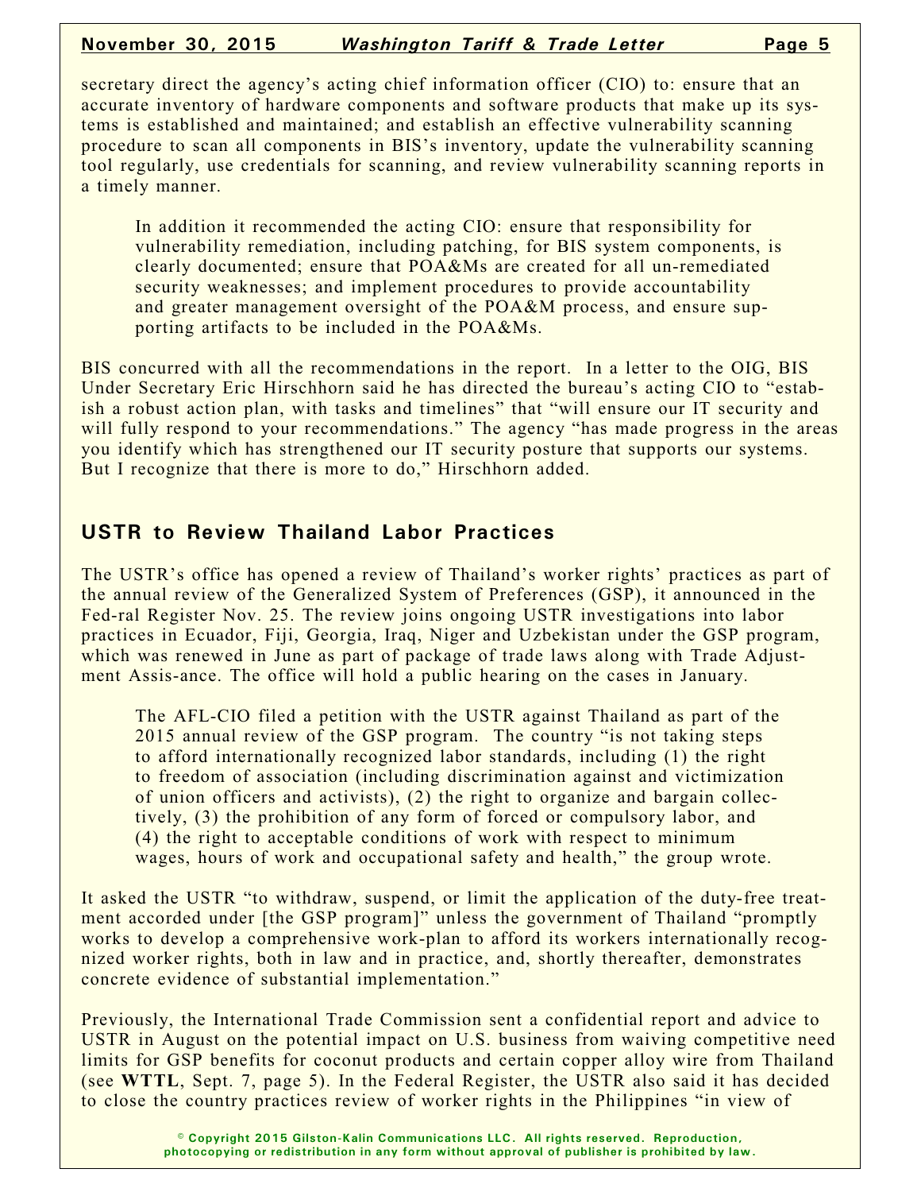secretary direct the agency's acting chief information officer (CIO) to: ensure that an accurate inventory of hardware components and software products that make up its systems is established and maintained; and establish an effective vulnerability scanning procedure to scan all components in BIS's inventory, update the vulnerability scanning tool regularly, use credentials for scanning, and review vulnerability scanning reports in a timely manner.

In addition it recommended the acting CIO: ensure that responsibility for vulnerability remediation, including patching, for BIS system components, is clearly documented; ensure that POA&Ms are created for all un-remediated security weaknesses; and implement procedures to provide accountability and greater management oversight of the POA&M process, and ensure supporting artifacts to be included in the POA&Ms.

BIS concurred with all the recommendations in the report. In a letter to the OIG, BIS Under Secretary Eric Hirschhorn said he has directed the bureau's acting CIO to "establish a robust action plan, with tasks and timelines" that "will ensure our IT security and will fully respond to your recommendations." The agency "has made progress in the areas you identify which has strengthened our IT security posture that supports our systems. But I recognize that there is more to do," Hirschhorn added.

## USTR to Review Thailand Labor Practices

The USTR's office has opened a review of Thailand's worker rights' practices as part of the annual review of the Generalized System of Preferences (GSP), it announced in the Fed-ral Register Nov. 25. The review joins ongoing USTR investigations into labor practices in Ecuador, Fiji, Georgia, Iraq, Niger and Uzbekistan under the GSP program, which was renewed in June as part of package of trade laws along with Trade Adjustment Assis-ance. The office will hold a public hearing on the cases in January.

The AFL-CIO filed a petition with the USTR against Thailand as part of the 2015 annual review of the GSP program. The country "is not taking steps to afford internationally recognized labor standards, including (1) the right to freedom of association (including discrimination against and victimization of union officers and activists), (2) the right to organize and bargain collectively, (3) the prohibition of any form of forced or compulsory labor, and (4) the right to acceptable conditions of work with respect to minimum wages, hours of work and occupational safety and health," the group wrote.

It asked the USTR "to withdraw, suspend, or limit the application of the duty-free treatment accorded under [the GSP program]" unless the government of Thailand "promptly works to develop a comprehensive work-plan to afford its workers internationally recognized worker rights, both in law and in practice, and, shortly thereafter, demonstrates concrete evidence of substantial implementation."

Previously, the International Trade Commission sent a confidential report and advice to USTR in August on the potential impact on U.S. business from waiving competitive need limits for GSP benefits for coconut products and certain copper alloy wire from Thailand (see **WTTL**, Sept. 7, page 5). In the Federal Register, the USTR also said it has decided to close the country practices review of worker rights in the Philippines "in view of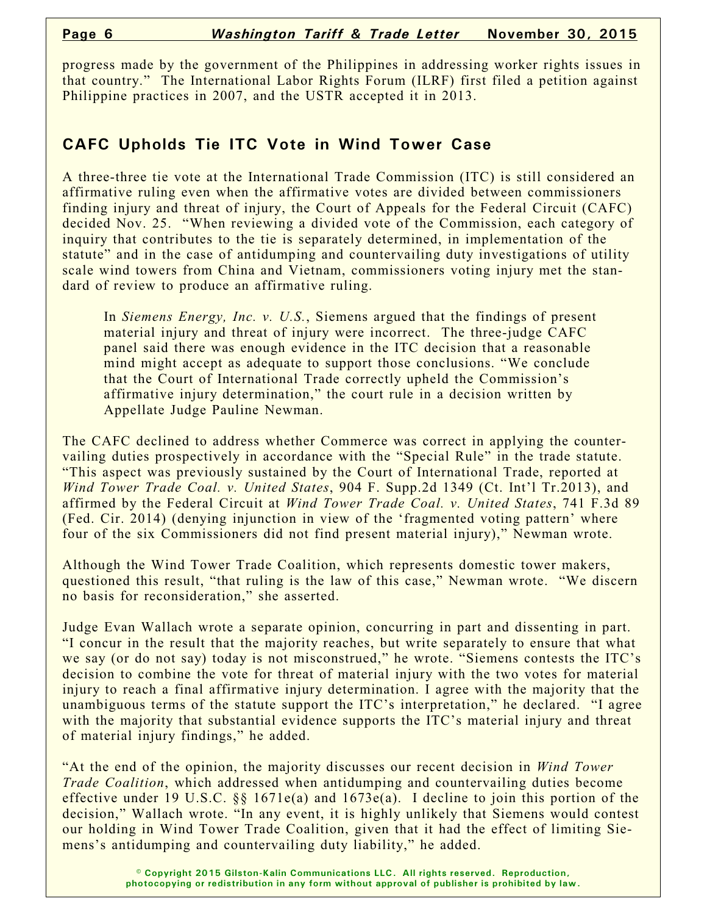progress made by the government of the Philippines in addressing worker rights issues in that country." The International Labor Rights Forum (ILRF) first filed a petition against Philippine practices in 2007, and the USTR accepted it in 2013.

## CAFC Upholds Tie ITC Vote in Wind Tower Case

A three-three tie vote at the International Trade Commission (ITC) is still considered an affirmative ruling even when the affirmative votes are divided between commissioners finding injury and threat of injury, the Court of Appeals for the Federal Circuit (CAFC) decided Nov. 25. "When reviewing a divided vote of the Commission, each category of inquiry that contributes to the tie is separately determined, in implementation of the statute" and in the case of antidumping and countervailing duty investigations of utility scale wind towers from China and Vietnam, commissioners voting injury met the standard of review to produce an affirmative ruling.

> In *Siemens Energy, Inc. v. U.S.*, Siemens argued that the findings of present material injury and threat of injury were incorrect. The three-judge CAFC panel said there was enough evidence in the ITC decision that a reasonable mind might accept as adequate to support those conclusions. "We conclude that the Court of International Trade correctly upheld the Commission's affirmative injury determination," the court rule in a decision written by Appellate Judge Pauline Newman.

The CAFC declined to address whether Commerce was correct in applying the countervailing duties prospectively in accordance with the "Special Rule" in the trade statute. "This aspect was previously sustained by the Court of International Trade, reported at *Wind Tower Trade Coal. v. United States*, 904 F. Supp.2d 1349 (Ct. Int'l Tr.2013), and affirmed by the Federal Circuit at *Wind Tower Trade Coal. v. United States*, 741 F.3d 89 (Fed. Cir. 2014) (denying injunction in view of the 'fragmented voting pattern' where four of the six Commissioners did not find present material injury)," Newman wrote.

Although the Wind Tower Trade Coalition, which represents domestic tower makers, questioned this result, "that ruling is the law of this case," Newman wrote. "We discern no basis for reconsideration," she asserted.

Judge Evan Wallach wrote a separate opinion, concurring in part and dissenting in part. "I concur in the result that the majority reaches, but write separately to ensure that what we say (or do not say) today is not misconstrued," he wrote. "Siemens contests the ITC's decision to combine the vote for threat of material injury with the two votes for material injury to reach a final affirmative injury determination. I agree with the majority that the unambiguous terms of the statute support the ITC's interpretation," he declared. "I agree with the majority that substantial evidence supports the ITC's material injury and threat of material injury findings," he added.

"At the end of the opinion, the majority discusses our recent decision in *Wind Tower Trade Coalition*, which addressed when antidumping and countervailing duties become effective under 19 U.S.C. §§ 1671e(a) and 1673e(a). I decline to join this portion of the decision," Wallach wrote. "In any event, it is highly unlikely that Siemens would contest our holding in Wind Tower Trade Coalition, given that it had the effect of limiting Siemens's antidumping and countervailing duty liability," he added.

© Copyright 2015 Gilston-Kalin Communications LLC. All rights reserved. Reproduction, photocopying or redistribution in any form without approval of publisher is prohibited by law.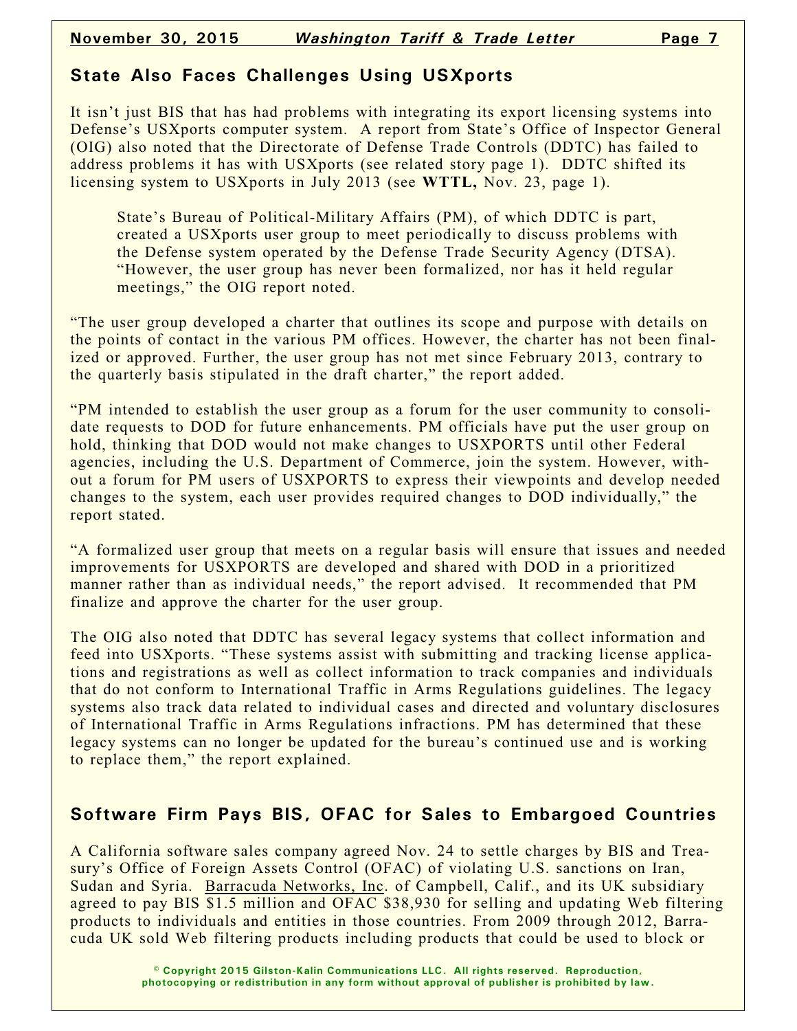## State Also Faces Challenges Using USXports

It isn't just BIS that has had problems with integrating its export licensing systems into Defense's USXports computer system. A report from State's Office of Inspector General (OIG) also noted that the Directorate of Defense Trade Controls (DDTC) has failed to address problems it has with USXports (see related story page 1). DDTC shifted its licensing system to USXports in July 2013 (see **WTTL,** Nov. 23, page 1).

> State's Bureau of Political-Military Affairs (PM), of which DDTC is part, created a USXports user group to meet periodically to discuss problems with the Defense system operated by the Defense Trade Security Agency (DTSA). "However, the user group has never been formalized, nor has it held regular meetings," the OIG report noted.

"The user group developed a charter that outlines its scope and purpose with details on the points of contact in the various PM offices. However, the charter has not been finalized or approved. Further, the user group has not met since February 2013, contrary to the quarterly basis stipulated in the draft charter," the report added.

"PM intended to establish the user group as a forum for the user community to consolidate requests to DOD for future enhancements. PM officials have put the user group on hold, thinking that DOD would not make changes to USXPORTS until other Federal agencies, including the U.S. Department of Commerce, join the system. However, without a forum for PM users of USXPORTS to express their viewpoints and develop needed changes to the system, each user provides required changes to DOD individually," the report stated.

"A formalized user group that meets on a regular basis will ensure that issues and needed improvements for USXPORTS are developed and shared with DOD in a prioritized manner rather than as individual needs," the report advised. It recommended that PM finalize and approve the charter for the user group.

The OIG also noted that DDTC has several legacy systems that collect information and feed into USXports. "These systems assist with submitting and tracking license applications and registrations as well as collect information to track companies and individuals that do not conform to International Traffic in Arms Regulations guidelines. The legacy systems also track data related to individual cases and directed and voluntary disclosures of International Traffic in Arms Regulations infractions. PM has determined that these legacy systems can no longer be updated for the bureau's continued use and is working to replace them," the report explained.

## Software Firm Pays BIS, OFAC for Sales to Embargoed Countries

A California software sales company agreed Nov. 24 to settle charges by BIS and Treasury's Office of Foreign Assets Control (OFAC) of violating U.S. sanctions on Iran, Sudan and Syria. Barracuda Networks, Inc. of Campbell, Calif., and its UK subsidiary agreed to pay BIS $1.5 million and OFAC $38,930 for selling and updating Web filtering products to individuals and entities in those countries. From 2009 through 2012, Barracuda UK sold Web filtering products including products that could be used to block or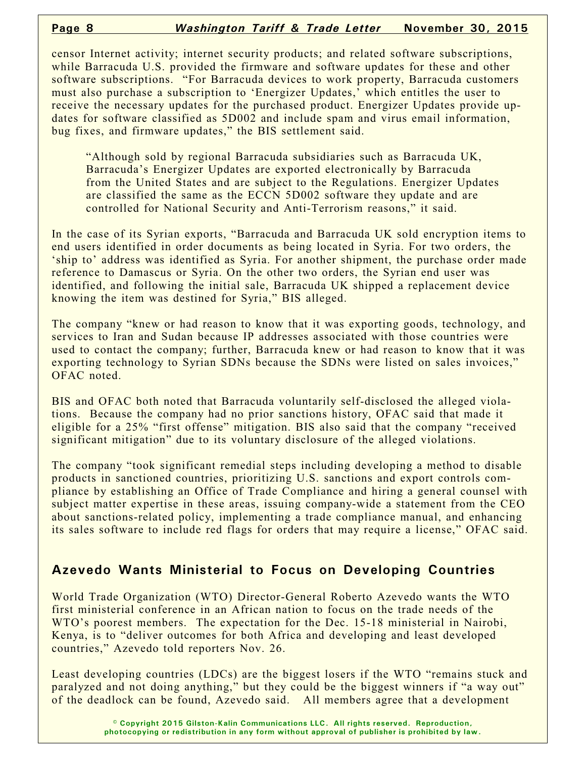censor Internet activity; internet security products; and related software subscriptions, while Barracuda U.S. provided the firmware and software updates for these and other software subscriptions. "For Barracuda devices to work property, Barracuda customers must also purchase a subscription to 'Energizer Updates,' which entitles the user to receive the necessary updates for the purchased product. Energizer Updates provide updates for software classified as 5D002 and include spam and virus email information, bug fixes, and firmware updates," the BIS settlement said.

> "Although sold by regional Barracuda subsidiaries such as Barracuda UK, Barracuda's Energizer Updates are exported electronically by Barracuda from the United States and are subject to the Regulations. Energizer Updates are classified the same as the ECCN 5D002 software they update and are controlled for National Security and Anti-Terrorism reasons," it said.

In the case of its Syrian exports, "Barracuda and Barracuda UK sold encryption items to end users identified in order documents as being located in Syria. For two orders, the 'ship to' address was identified as Syria. For another shipment, the purchase order made reference to Damascus or Syria. On the other two orders, the Syrian end user was identified, and following the initial sale, Barracuda UK shipped a replacement device knowing the item was destined for Syria," BIS alleged.

The company "knew or had reason to know that it was exporting goods, technology, and services to Iran and Sudan because IP addresses associated with those countries were used to contact the company; further, Barracuda knew or had reason to know that it was exporting technology to Syrian SDNs because the SDNs were listed on sales invoices," OFAC noted.

BIS and OFAC both noted that Barracuda voluntarily self-disclosed the alleged violations. Because the company had no prior sanctions history, OFAC said that made it eligible for a 25% "first offense" mitigation. BIS also said that the company "received significant mitigation" due to its voluntary disclosure of the alleged violations.

The company "took significant remedial steps including developing a method to disable products in sanctioned countries, prioritizing U.S. sanctions and export controls compliance by establishing an Office of Trade Compliance and hiring a general counsel with subject matter expertise in these areas, issuing company-wide a statement from the CEO about sanctions-related policy, implementing a trade compliance manual, and enhancing its sales software to include red flags for orders that may require a license," OFAC said.

## Azevedo Wants Ministerial to Focus on Developing Countries

World Trade Organization (WTO) Director-General Roberto Azevedo wants the WTO first ministerial conference in an African nation to focus on the trade needs of the WTO's poorest members. The expectation for the Dec. 15-18 ministerial in Nairobi, Kenya, is to "deliver outcomes for both Africa and developing and least developed countries," Azevedo told reporters Nov. 26.

Least developing countries (LDCs) are the biggest losers if the WTO "remains stuck and paralyzed and not doing anything," but they could be the biggest winners if "a way out" of the deadlock can be found, Azevedo said. All members agree that a development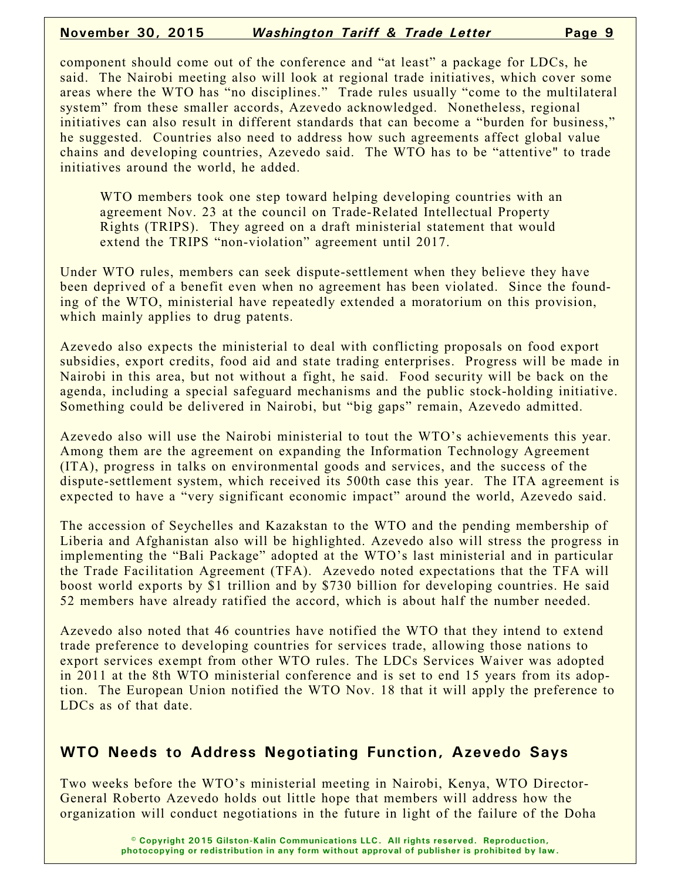component should come out of the conference and "at least" a package for LDCs, he said. The Nairobi meeting also will look at regional trade initiatives, which cover some areas where the WTO has "no disciplines." Trade rules usually "come to the multilateral system" from these smaller accords, Azevedo acknowledged. Nonetheless, regional initiatives can also result in different standards that can become a "burden for business," he suggested. Countries also need to address how such agreements affect global value chains and developing countries, Azevedo said. The WTO has to be "attentive" to trade initiatives around the world, he added.

> WTO members took one step toward helping developing countries with an agreement Nov. 23 at the council on Trade-Related Intellectual Property Rights (TRIPS). They agreed on a draft ministerial statement that would extend the TRIPS "non-violation" agreement until 2017.

Under WTO rules, members can seek dispute-settlement when they believe they have been deprived of a benefit even when no agreement has been violated. Since the founding of the WTO, ministerial have repeatedly extended a moratorium on this provision, which mainly applies to drug patents.

Azevedo also expects the ministerial to deal with conflicting proposals on food export subsidies, export credits, food aid and state trading enterprises. Progress will be made in Nairobi in this area, but not without a fight, he said. Food security will be back on the agenda, including a special safeguard mechanisms and the public stock-holding initiative. Something could be delivered in Nairobi, but "big gaps" remain, Azevedo admitted.

Azevedo also will use the Nairobi ministerial to tout the WTO's achievements this year. Among them are the agreement on expanding the Information Technology Agreement (ITA), progress in talks on environmental goods and services, and the success of the dispute-settlement system, which received its 500th case this year. The ITA agreement is expected to have a "very significant economic impact" around the world, Azevedo said.

The accession of Seychelles and Kazakstan to the WTO and the pending membership of Liberia and Afghanistan also will be highlighted. Azevedo also will stress the progress in implementing the "Bali Package" adopted at the WTO's last ministerial and in particular the Trade Facilitation Agreement (TFA). Azevedo noted expectations that the TFA will boost world exports by $1 trillion and by $730 billion for developing countries. He said 52 members have already ratified the accord, which is about half the number needed.

Azevedo also noted that 46 countries have notified the WTO that they intend to extend trade preference to developing countries for services trade, allowing those nations to export services exempt from other WTO rules. The LDCs Services Waiver was adopted in 2011 at the 8th WTO ministerial conference and is set to end 15 years from its adoption. The European Union notified the WTO Nov. 18 that it will apply the preference to LDCs as of that date.

## WTO Needs to Address Negotiating Function, Azevedo Says

Two weeks before the WTO's ministerial meeting in Nairobi, Kenya, WTO Director-General Roberto Azevedo holds out little hope that members will address how the organization will conduct negotiations in the future in light of the failure of the Doha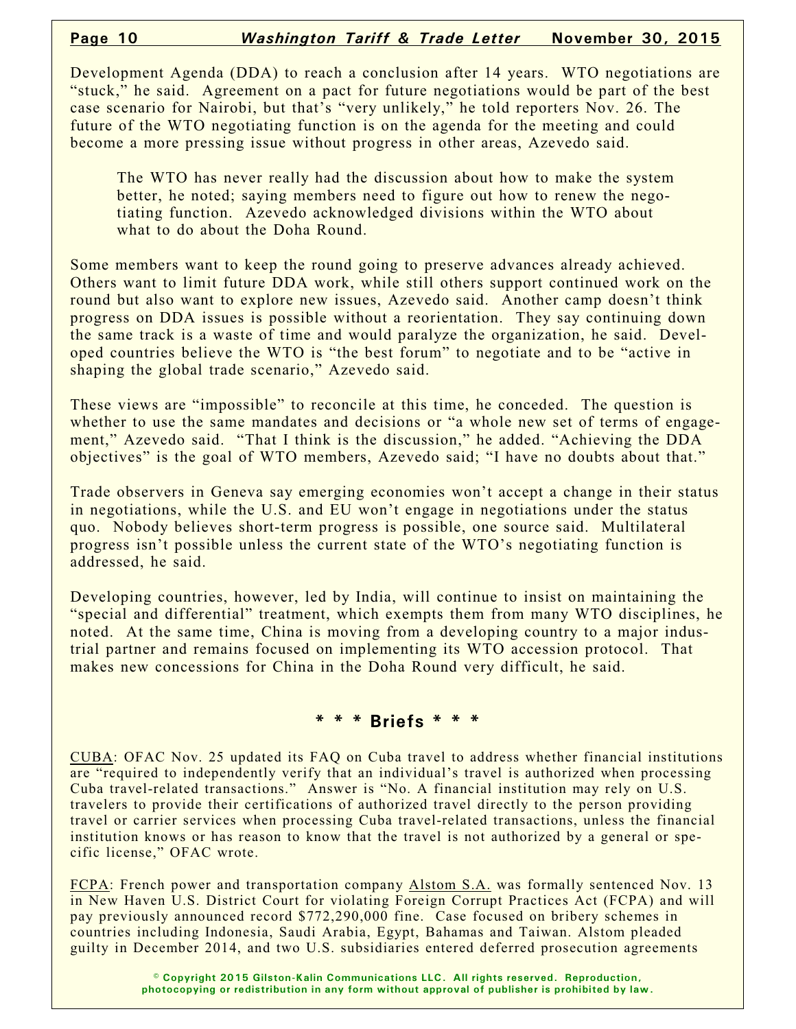Development Agenda (DDA) to reach a conclusion after 14 years. WTO negotiations are "stuck," he said. Agreement on a pact for future negotiations would be part of the best case scenario for Nairobi, but that's "very unlikely," he told reporters Nov. 26. The future of the WTO negotiating function is on the agenda for the meeting and could become a more pressing issue without progress in other areas, Azevedo said.

> The WTO has never really had the discussion about how to make the system better, he noted; saying members need to figure out how to renew the negotiating function. Azevedo acknowledged divisions within the WTO about what to do about the Doha Round.

Some members want to keep the round going to preserve advances already achieved. Others want to limit future DDA work, while still others support continued work on the round but also want to explore new issues, Azevedo said. Another camp doesn't think progress on DDA issues is possible without a reorientation. They say continuing down the same track is a waste of time and would paralyze the organization, he said. Developed countries believe the WTO is "the best forum" to negotiate and to be "active in shaping the global trade scenario," Azevedo said.

These views are "impossible" to reconcile at this time, he conceded. The question is whether to use the same mandates and decisions or "a whole new set of terms of engagement," Azevedo said. "That I think is the discussion," he added. "Achieving the DDA objectives" is the goal of WTO members, Azevedo said; "I have no doubts about that."

Trade observers in Geneva say emerging economies won't accept a change in their status in negotiations, while the U.S. and EU won't engage in negotiations under the status quo. Nobody believes short-term progress is possible, one source said. Multilateral progress isn't possible unless the current state of the WTO's negotiating function is addressed, he said.

Developing countries, however, led by India, will continue to insist on maintaining the "special and differential" treatment, which exempts them from many WTO disciplines, he noted. At the same time, China is moving from a developing country to a major industrial partner and remains focused on implementing its WTO accession protocol. That makes new concessions for China in the Doha Round very difficult, he said.

## * * * Briefs * * *

CUBA: OFAC Nov. 25 updated its FAQ on Cuba travel to address whether financial institutions are "required to independently verify that an individual's travel is authorized when processing Cuba travel-related transactions." Answer is "No. A financial institution may rely on U.S. travelers to provide their certifications of authorized travel directly to the person providing travel or carrier services when processing Cuba travel-related transactions, unless the financial institution knows or has reason to know that the travel is not authorized by a general or specific license," OFAC wrote.

FCPA: French power and transportation company Alstom S.A. was formally sentenced Nov. 13 in New Haven U.S. District Court for violating Foreign Corrupt Practices Act (FCPA) and will pay previously announced record $772,290,000 fine. Case focused on bribery schemes in countries including Indonesia, Saudi Arabia, Egypt, Bahamas and Taiwan. Alstom pleaded guilty in December 2014, and two U.S. subsidiaries entered deferred prosecution agreements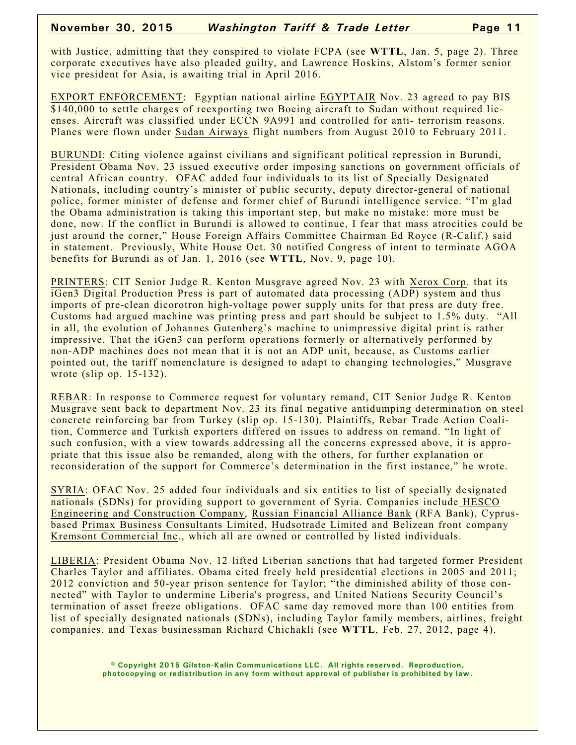with Justice, admitting that they conspired to violate FCPA (see **WTTL**, Jan. 5, page 2). Three corporate executives have also pleaded guilty, and Lawrence Hoskins, Alstom's former senior vice president for Asia, is awaiting trial in April 2016.

EXPORT ENFORCEMENT: Egyptian national airline EGYPTAIR Nov. 23 agreed to pay BIS $140,000 to settle charges of reexporting two Boeing aircraft to Sudan without required licenses. Aircraft was classified under ECCN 9A991 and controlled for anti- terrorism reasons. Planes were flown under Sudan Airways flight numbers from August 2010 to February 2011.

BURUNDI: Citing violence against civilians and significant political repression in Burundi, President Obama Nov. 23 issued executive order imposing sanctions on government officials of central African country. OFAC added four individuals to its list of Specially Designated Nationals, including country's minister of public security, deputy director-general of national police, former minister of defense and former chief of Burundi intelligence service. "I'm glad the Obama administration is taking this important step, but make no mistake: more must be done, now. If the conflict in Burundi is allowed to continue, I fear that mass atrocities could be just around the corner," House Foreign Affairs Committee Chairman Ed Royce (R-Calif.) said in statement. Previously, White House Oct. 30 notified Congress of intent to terminate AGOA benefits for Burundi as of Jan. 1, 2016 (see **WTTL**, Nov. 9, page 10).

PRINTERS: CIT Senior Judge R. Kenton Musgrave agreed Nov. 23 with Xerox Corp. that its iGen3 Digital Production Press is part of automated data processing (ADP) system and thus imports of pre-clean dicorotron high-voltage power supply units for that press are duty free. Customs had argued machine was printing press and part should be subject to 1.5% duty. "All in all, the evolution of Johannes Gutenberg's machine to unimpressive digital print is rather impressive. That the iGen3 can perform operations formerly or alternatively performed by non-ADP machines does not mean that it is not an ADP unit, because, as Customs earlier pointed out, the tariff nomenclature is designed to adapt to changing technologies," Musgrave wrote (slip op. 15-132).

REBAR: In response to Commerce request for voluntary remand, CIT Senior Judge R. Kenton Musgrave sent back to department Nov. 23 its final negative antidumping determination on steel concrete reinforcing bar from Turkey (slip op. 15-130). Plaintiffs, Rebar Trade Action Coalition, Commerce and Turkish exporters differed on issues to address on remand. "In light of such confusion, with a view towards addressing all the concerns expressed above, it is appropriate that this issue also be remanded, along with the others, for further explanation or reconsideration of the support for Commerce's determination in the first instance," he wrote.

SYRIA: OFAC Nov. 25 added four individuals and six entities to list of specially designated nationals (SDNs) for providing support to government of Syria. Companies include HESCO Engineering and Construction Company, Russian Financial Alliance Bank (RFA Bank), Cyprus-based Primax Business Consultants Limited, Hudsotrade Limited and Belizean front company Kremsont Commercial Inc., which all are owned or controlled by listed individuals.

LIBERIA: President Obama Nov. 12 lifted Liberian sanctions that had targeted former President Charles Taylor and affiliates. Obama cited freely held presidential elections in 2005 and 2011; 2012 conviction and 50-year prison sentence for Taylor; "the diminished ability of those connected" with Taylor to undermine Liberia's progress, and United Nations Security Council's termination of asset freeze obligations. OFAC same day removed more than 100 entities from list of specially designated nationals (SDNs), including Taylor family members, airlines, freight companies, and Texas businessman Richard Chichakli (see **WTTL**, Feb. 27, 2012, page 4).

**© Copyright 2015 Gilston-Kalin Communications LLC. All rights reserved. Reproduction, photocopying or redistribution in any form without approval of publisher is prohibited by law.**